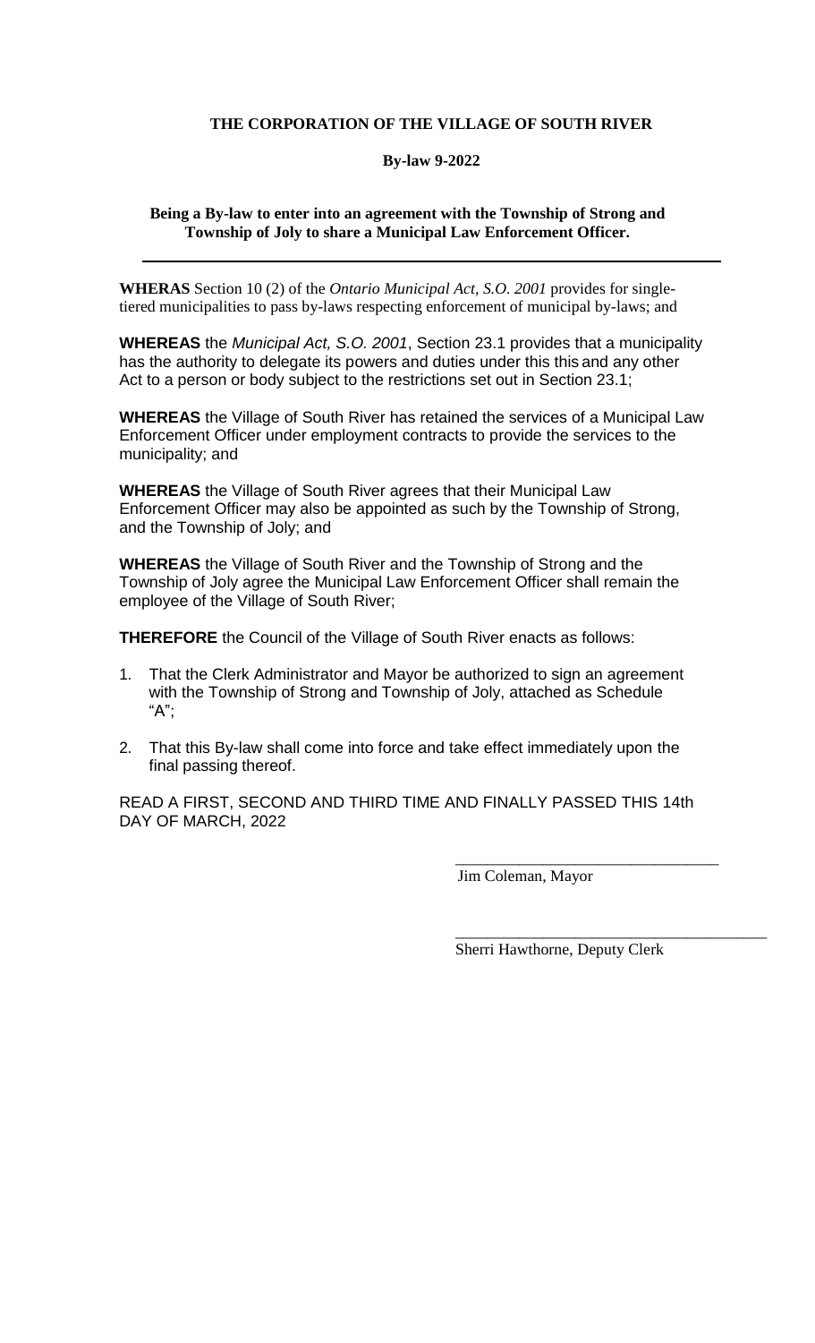**THE CORPORATION OF THE VILLAGE OF SOUTH RIVER**

**By-law 9-2022**

**Being a By-law to enter into an agreement with the Township of Strong and Township of Joly to share a Municipal Law Enforcement Officer.**

---

**WHERAS** Section 10 (2) of the *Ontario Municipal Act, S.O. 2001* provides for single-tiered municipalities to pass by-laws respecting enforcement of municipal by-laws; and

**WHEREAS** the *Municipal Act, S.O. 2001*, Section 23.1 provides that a municipality has the authority to delegate its powers and duties under this this and any other Act to a person or body subject to the restrictions set out in Section 23.1;

**WHEREAS** the Village of South River has retained the services of a Municipal Law Enforcement Officer under employment contracts to provide the services to the municipality; and

**WHEREAS** the Village of South River agrees that their Municipal Law Enforcement Officer may also be appointed as such by the Township of Strong, and the Township of Joly; and

**WHEREAS** the Village of South River and the Township of Strong and the Township of Joly agree the Municipal Law Enforcement Officer shall remain the employee of the Village of South River;

**THEREFORE** the Council of the Village of South River enacts as follows:

1. That the Clerk Administrator and Mayor be authorized to sign an agreement with the Township of Strong and Township of Joly, attached as Schedule "A";
2. That this By-law shall come into force and take effect immediately upon the final passing thereof.

READ A FIRST, SECOND AND THIRD TIME AND FINALLY PASSED THIS 14th DAY OF MARCH, 2022

\_\_\_\_\_\_\_\_\_\_\_\_\_\_\_\_\_\_\_\_\_\_\_\_\_\_\_\_\_\_\_\_

Jim Coleman, Mayor

\_\_\_\_\_\_\_\_\_\_\_\_\_\_\_\_\_\_\_\_\_\_\_\_\_\_\_\_\_\_\_\_

Sherri Hawthorne, Deputy Clerk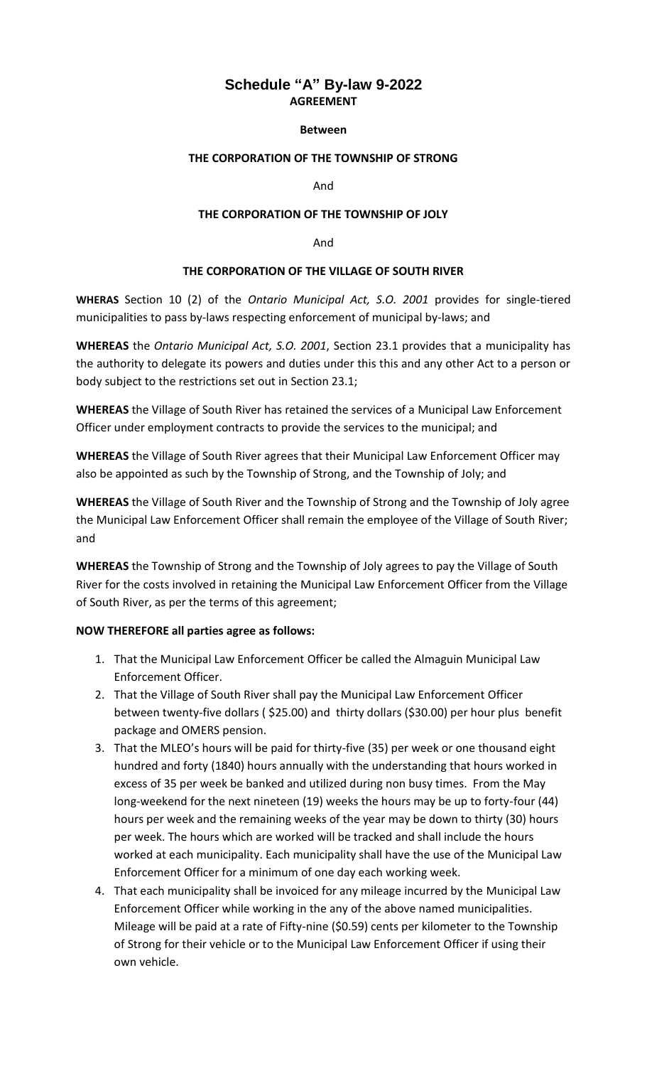# Schedule "A" By-law 9-2022

**AGREEMENT**

**Between**

**THE CORPORATION OF THE TOWNSHIP OF STRONG**

And

**THE CORPORATION OF THE TOWNSHIP OF JOLY**

And

**THE CORPORATION OF THE VILLAGE OF SOUTH RIVER**

**WHERAS** Section 10 (2) of the *Ontario Municipal Act, S.O. 2001* provides for single-tiered municipalities to pass by-laws respecting enforcement of municipal by-laws; and

**WHEREAS** the *Ontario Municipal Act, S.O. 2001*, Section 23.1 provides that a municipality has the authority to delegate its powers and duties under this this and any other Act to a person or body subject to the restrictions set out in Section 23.1;

**WHEREAS** the Village of South River has retained the services of a Municipal Law Enforcement Officer under employment contracts to provide the services to the municipal; and

**WHEREAS** the Village of South River agrees that their Municipal Law Enforcement Officer may also be appointed as such by the Township of Strong, and the Township of Joly; and

**WHEREAS** the Village of South River and the Township of Strong and the Township of Joly agree the Municipal Law Enforcement Officer shall remain the employee of the Village of South River; and

**WHEREAS** the Township of Strong and the Township of Joly agrees to pay the Village of South River for the costs involved in retaining the Municipal Law Enforcement Officer from the Village of South River, as per the terms of this agreement;

**NOW THEREFORE all parties agree as follows:**

1. That the Municipal Law Enforcement Officer be called the Almaguin Municipal Law Enforcement Officer.
2. That the Village of South River shall pay the Municipal Law Enforcement Officer between twenty-five dollars ( $25.00) and thirty dollars ($30.00) per hour plus benefit package and OMERS pension.
3. That the MLEO's hours will be paid for thirty-five (35) per week or one thousand eight hundred and forty (1840) hours annually with the understanding that hours worked in excess of 35 per week be banked and utilized during non busy times. From the May long-weekend for the next nineteen (19) weeks the hours may be up to forty-four (44) hours per week and the remaining weeks of the year may be down to thirty (30) hours per week. The hours which are worked will be tracked and shall include the hours worked at each municipality. Each municipality shall have the use of the Municipal Law Enforcement Officer for a minimum of one day each working week.
4. That each municipality shall be invoiced for any mileage incurred by the Municipal Law Enforcement Officer while working in the any of the above named municipalities. Mileage will be paid at a rate of Fifty-nine ($0.59) cents per kilometer to the Township of Strong for their vehicle or to the Municipal Law Enforcement Officer if using their own vehicle.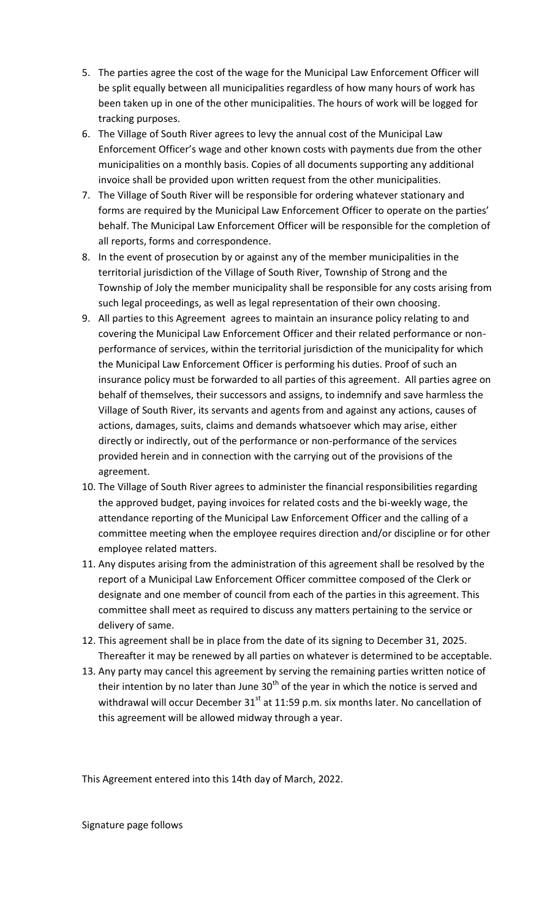5. The parties agree the cost of the wage for the Municipal Law Enforcement Officer will be split equally between all municipalities regardless of how many hours of work has been taken up in one of the other municipalities. The hours of work will be logged for tracking purposes.
6. The Village of South River agrees to levy the annual cost of the Municipal Law Enforcement Officer's wage and other known costs with payments due from the other municipalities on a monthly basis. Copies of all documents supporting any additional invoice shall be provided upon written request from the other municipalities.
7. The Village of South River will be responsible for ordering whatever stationary and forms are required by the Municipal Law Enforcement Officer to operate on the parties' behalf. The Municipal Law Enforcement Officer will be responsible for the completion of all reports, forms and correspondence.
8. In the event of prosecution by or against any of the member municipalities in the territorial jurisdiction of the Village of South River, Township of Strong and the Township of Joly the member municipality shall be responsible for any costs arising from such legal proceedings, as well as legal representation of their own choosing.
9. All parties to this Agreement agrees to maintain an insurance policy relating to and covering the Municipal Law Enforcement Officer and their related performance or non-performance of services, within the territorial jurisdiction of the municipality for which the Municipal Law Enforcement Officer is performing his duties. Proof of such an insurance policy must be forwarded to all parties of this agreement. All parties agree on behalf of themselves, their successors and assigns, to indemnify and save harmless the Village of South River, its servants and agents from and against any actions, causes of actions, damages, suits, claims and demands whatsoever which may arise, either directly or indirectly, out of the performance or non-performance of the services provided herein and in connection with the carrying out of the provisions of the agreement.
10. The Village of South River agrees to administer the financial responsibilities regarding the approved budget, paying invoices for related costs and the bi-weekly wage, the attendance reporting of the Municipal Law Enforcement Officer and the calling of a committee meeting when the employee requires direction and/or discipline or for other employee related matters.
11. Any disputes arising from the administration of this agreement shall be resolved by the report of a Municipal Law Enforcement Officer committee composed of the Clerk or designate and one member of council from each of the parties in this agreement. This committee shall meet as required to discuss any matters pertaining to the service or delivery of same.
12. This agreement shall be in place from the date of its signing to December 31, 2025. Thereafter it may be renewed by all parties on whatever is determined to be acceptable.
13. Any party may cancel this agreement by serving the remaining parties written notice of their intention by no later than June 30th of the year in which the notice is served and withdrawal will occur December 31st at 11:59 p.m. six months later. No cancellation of this agreement will be allowed midway through a year.

This Agreement entered into this 14th day of March, 2022.

Signature page follows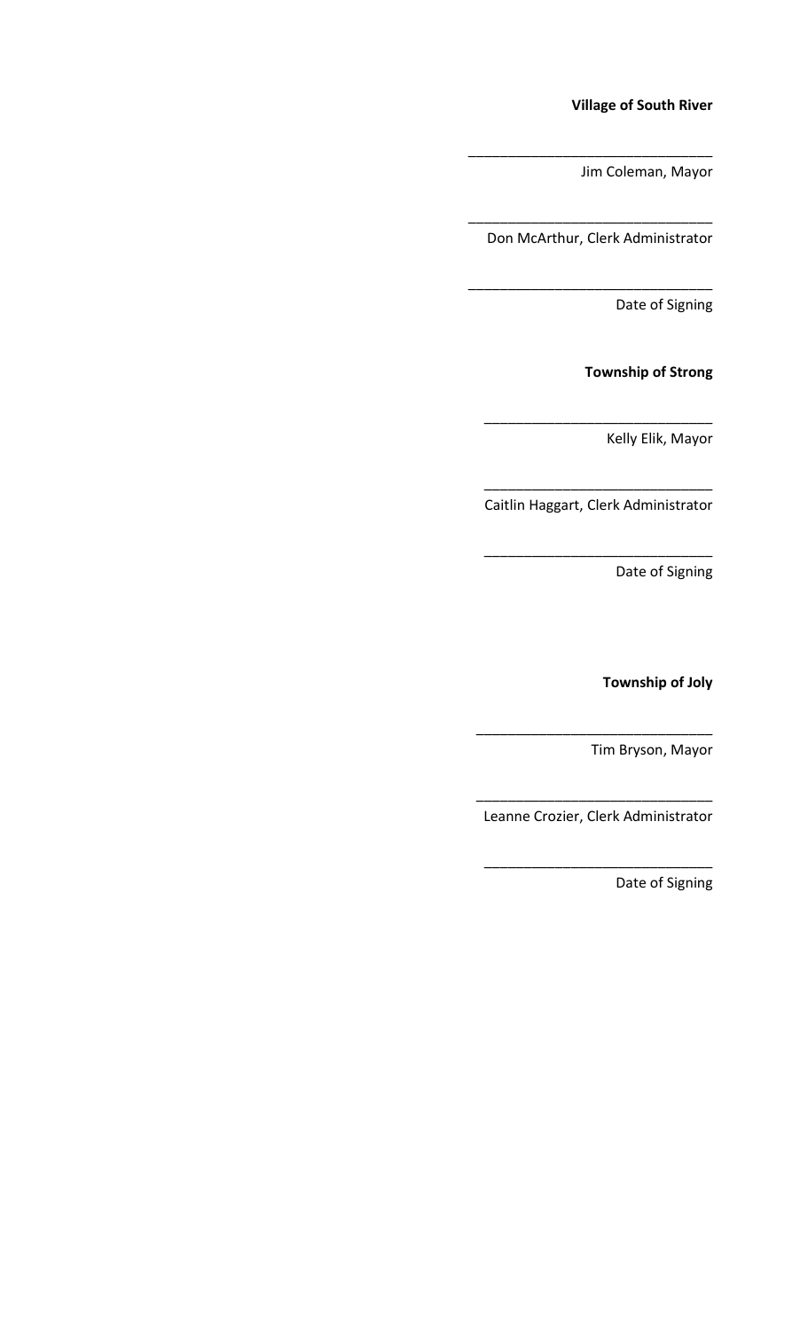**Village of South River**

_______________________________

Jim Coleman, Mayor

_______________________________

Don McArthur, Clerk Administrator

_______________________________

Date of Signing

**Township of Strong**

_____________________________

Kelly Elik, Mayor

_____________________________

Caitlin Haggart, Clerk Administrator

_____________________________

Date of Signing

**Township of Joly**

______________________________

Tim Bryson, Mayor

______________________________

Leanne Crozier, Clerk Administrator

_____________________________

Date of Signing